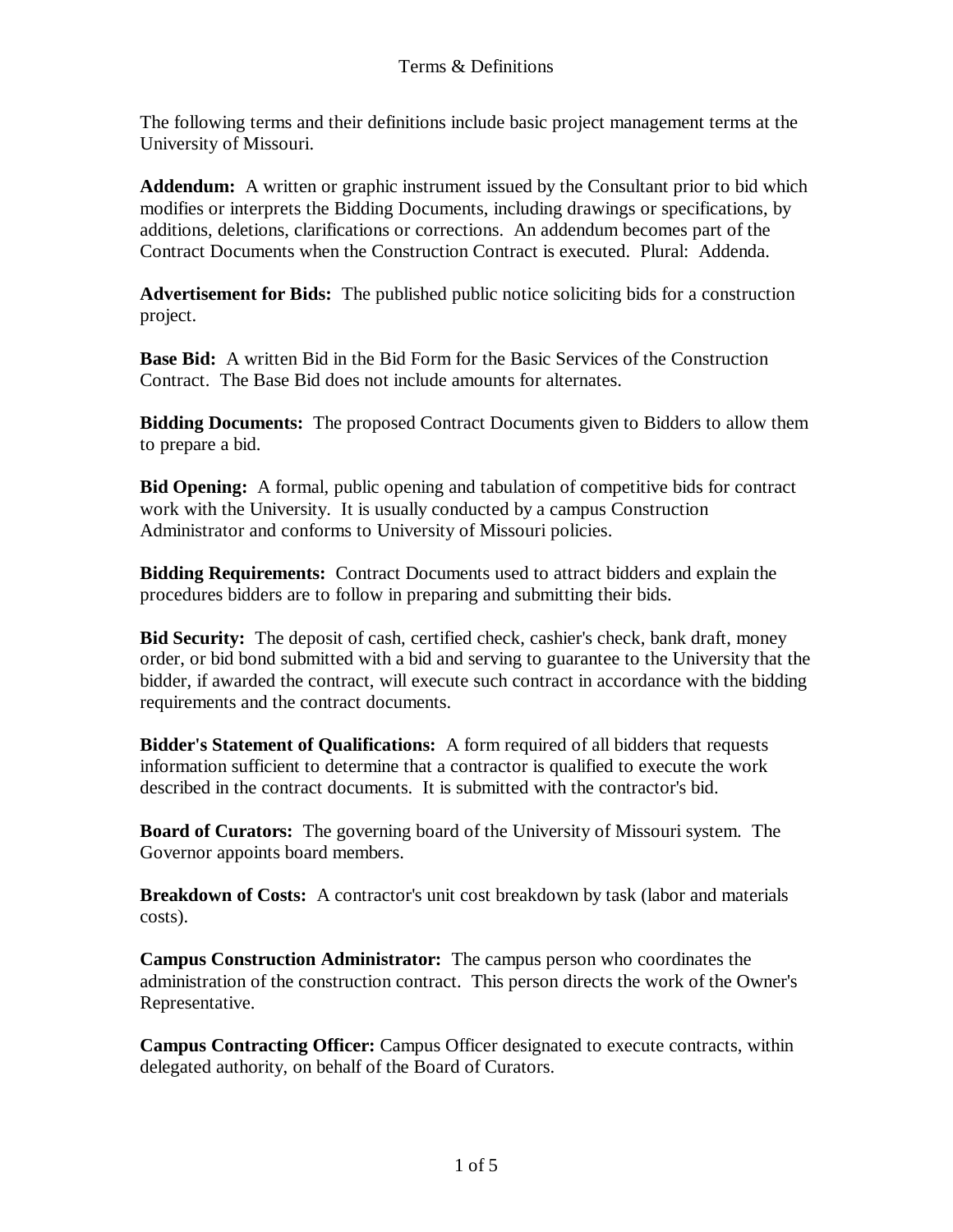# Terms & Definitions

The following terms and their definitions include basic project management terms at the University of Missouri.

**Addendum:** A written or graphic instrument issued by the Consultant prior to bid which modifies or interprets the Bidding Documents, including drawings or specifications, by additions, deletions, clarifications or corrections. An addendum becomes part of the Contract Documents when the Construction Contract is executed. Plural: Addenda.

**Advertisement for Bids:** The published public notice soliciting bids for a construction project.

**Base Bid:** A written Bid in the Bid Form for the Basic Services of the Construction Contract. The Base Bid does not include amounts for alternates.

**Bidding Documents:** The proposed Contract Documents given to Bidders to allow them to prepare a bid.

**Bid Opening:** A formal, public opening and tabulation of competitive bids for contract work with the University. It is usually conducted by a campus Construction Administrator and conforms to University of Missouri policies.

**Bidding Requirements:** Contract Documents used to attract bidders and explain the procedures bidders are to follow in preparing and submitting their bids.

**Bid Security:** The deposit of cash, certified check, cashier's check, bank draft, money order, or bid bond submitted with a bid and serving to guarantee to the University that the bidder, if awarded the contract, will execute such contract in accordance with the bidding requirements and the contract documents.

**Bidder's Statement of Qualifications:** A form required of all bidders that requests information sufficient to determine that a contractor is qualified to execute the work described in the contract documents. It is submitted with the contractor's bid.

**Board of Curators:** The governing board of the University of Missouri system. The Governor appoints board members.

**Breakdown of Costs:** A contractor's unit cost breakdown by task (labor and materials costs).

**Campus Construction Administrator:** The campus person who coordinates the administration of the construction contract. This person directs the work of the Owner's Representative.

**Campus Contracting Officer:** Campus Officer designated to execute contracts, within delegated authority, on behalf of the Board of Curators.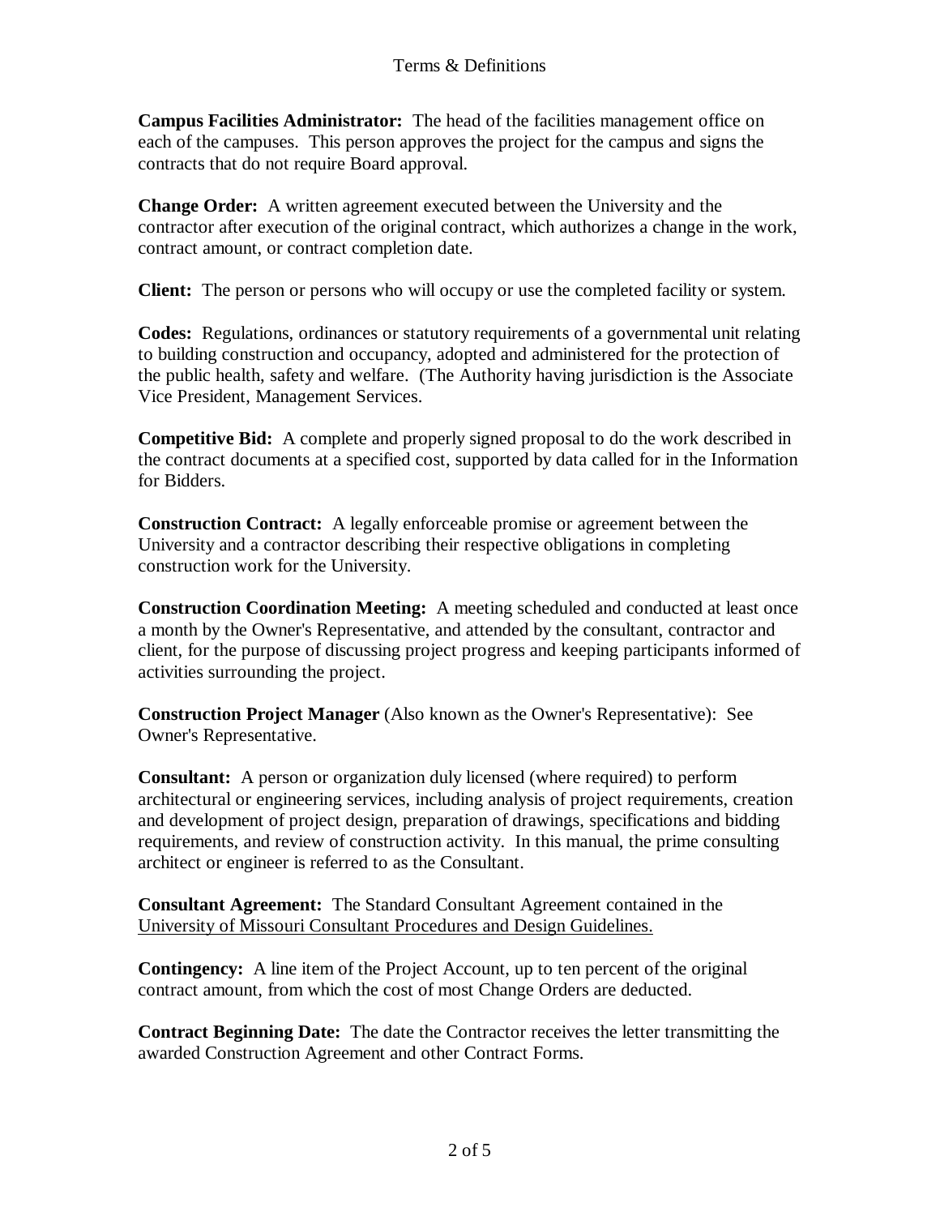## Terms & Definitions

**Campus Facilities Administrator:** The head of the facilities management office on each of the campuses. This person approves the project for the campus and signs the contracts that do not require Board approval.

**Change Order:** A written agreement executed between the University and the contractor after execution of the original contract, which authorizes a change in the work, contract amount, or contract completion date.

**Client:** The person or persons who will occupy or use the completed facility or system.

**Codes:** Regulations, ordinances or statutory requirements of a governmental unit relating to building construction and occupancy, adopted and administered for the protection of the public health, safety and welfare. (The Authority having jurisdiction is the Associate Vice President, Management Services.

**Competitive Bid:** A complete and properly signed proposal to do the work described in the contract documents at a specified cost, supported by data called for in the Information for Bidders.

**Construction Contract:** A legally enforceable promise or agreement between the University and a contractor describing their respective obligations in completing construction work for the University.

**Construction Coordination Meeting:** A meeting scheduled and conducted at least once a month by the Owner's Representative, and attended by the consultant, contractor and client, for the purpose of discussing project progress and keeping participants informed of activities surrounding the project.

**Construction Project Manager** (Also known as the Owner's Representative): See Owner's Representative.

**Consultant:** A person or organization duly licensed (where required) to perform architectural or engineering services, including analysis of project requirements, creation and development of project design, preparation of drawings, specifications and bidding requirements, and review of construction activity. In this manual, the prime consulting architect or engineer is referred to as the Consultant.

**Consultant Agreement:** The Standard Consultant Agreement contained in the University of Missouri Consultant Procedures and Design Guidelines.

**Contingency:** A line item of the Project Account, up to ten percent of the original contract amount, from which the cost of most Change Orders are deducted.

**Contract Beginning Date:** The date the Contractor receives the letter transmitting the awarded Construction Agreement and other Contract Forms.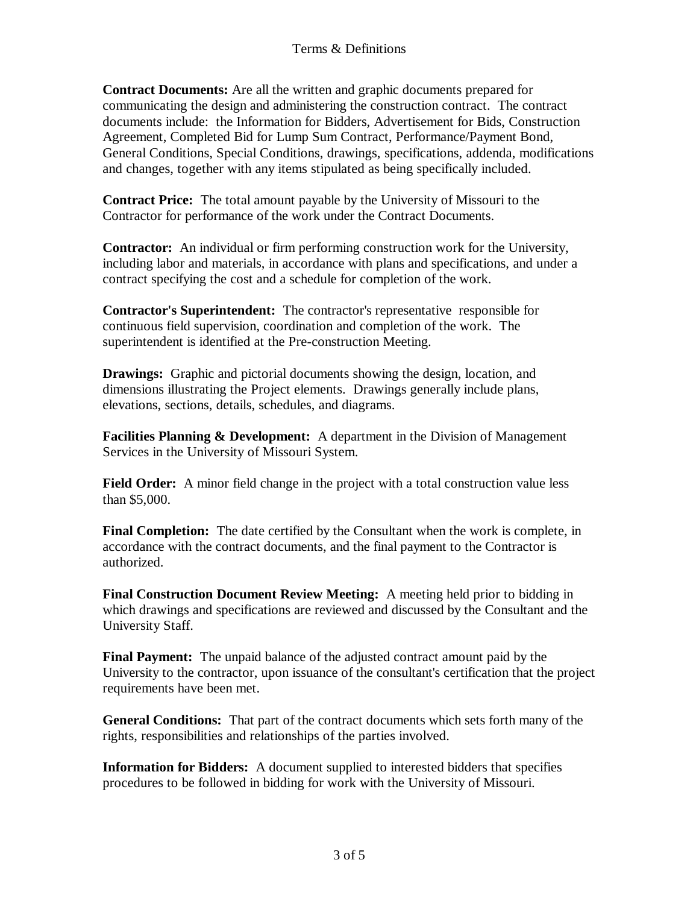Terms & Definitions

**Contract Documents:** Are all the written and graphic documents prepared for communicating the design and administering the construction contract. The contract documents include: the Information for Bidders, Advertisement for Bids, Construction Agreement, Completed Bid for Lump Sum Contract, Performance/Payment Bond, General Conditions, Special Conditions, drawings, specifications, addenda, modifications and changes, together with any items stipulated as being specifically included.

**Contract Price:** The total amount payable by the University of Missouri to the Contractor for performance of the work under the Contract Documents.

**Contractor:** An individual or firm performing construction work for the University, including labor and materials, in accordance with plans and specifications, and under a contract specifying the cost and a schedule for completion of the work.

**Contractor's Superintendent:** The contractor's representative responsible for continuous field supervision, coordination and completion of the work. The superintendent is identified at the Pre-construction Meeting.

**Drawings:** Graphic and pictorial documents showing the design, location, and dimensions illustrating the Project elements. Drawings generally include plans, elevations, sections, details, schedules, and diagrams.

**Facilities Planning & Development:** A department in the Division of Management Services in the University of Missouri System.

**Field Order:** A minor field change in the project with a total construction value less than $5,000.

**Final Completion:** The date certified by the Consultant when the work is complete, in accordance with the contract documents, and the final payment to the Contractor is authorized.

**Final Construction Document Review Meeting:** A meeting held prior to bidding in which drawings and specifications are reviewed and discussed by the Consultant and the University Staff.

**Final Payment:** The unpaid balance of the adjusted contract amount paid by the University to the contractor, upon issuance of the consultant's certification that the project requirements have been met.

**General Conditions:** That part of the contract documents which sets forth many of the rights, responsibilities and relationships of the parties involved.

**Information for Bidders:** A document supplied to interested bidders that specifies procedures to be followed in bidding for work with the University of Missouri.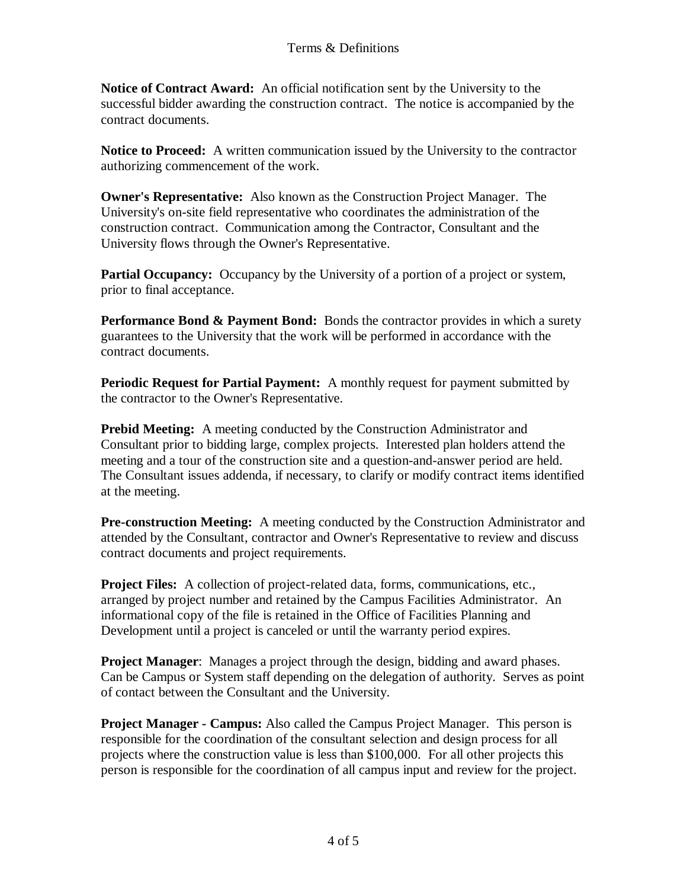Terms & Definitions

**Notice of Contract Award:** An official notification sent by the University to the successful bidder awarding the construction contract. The notice is accompanied by the contract documents.

**Notice to Proceed:** A written communication issued by the University to the contractor authorizing commencement of the work.

**Owner's Representative:** Also known as the Construction Project Manager. The University's on-site field representative who coordinates the administration of the construction contract. Communication among the Contractor, Consultant and the University flows through the Owner's Representative.

**Partial Occupancy:** Occupancy by the University of a portion of a project or system, prior to final acceptance.

**Performance Bond & Payment Bond:** Bonds the contractor provides in which a surety guarantees to the University that the work will be performed in accordance with the contract documents.

**Periodic Request for Partial Payment:** A monthly request for payment submitted by the contractor to the Owner's Representative.

**Prebid Meeting:** A meeting conducted by the Construction Administrator and Consultant prior to bidding large, complex projects. Interested plan holders attend the meeting and a tour of the construction site and a question-and-answer period are held. The Consultant issues addenda, if necessary, to clarify or modify contract items identified at the meeting.

**Pre-construction Meeting:** A meeting conducted by the Construction Administrator and attended by the Consultant, contractor and Owner's Representative to review and discuss contract documents and project requirements.

**Project Files:** A collection of project-related data, forms, communications, etc., arranged by project number and retained by the Campus Facilities Administrator. An informational copy of the file is retained in the Office of Facilities Planning and Development until a project is canceled or until the warranty period expires.

**Project Manager**: Manages a project through the design, bidding and award phases. Can be Campus or System staff depending on the delegation of authority. Serves as point of contact between the Consultant and the University.

**Project Manager - Campus:** Also called the Campus Project Manager. This person is responsible for the coordination of the consultant selection and design process for all projects where the construction value is less than $100,000. For all other projects this person is responsible for the coordination of all campus input and review for the project.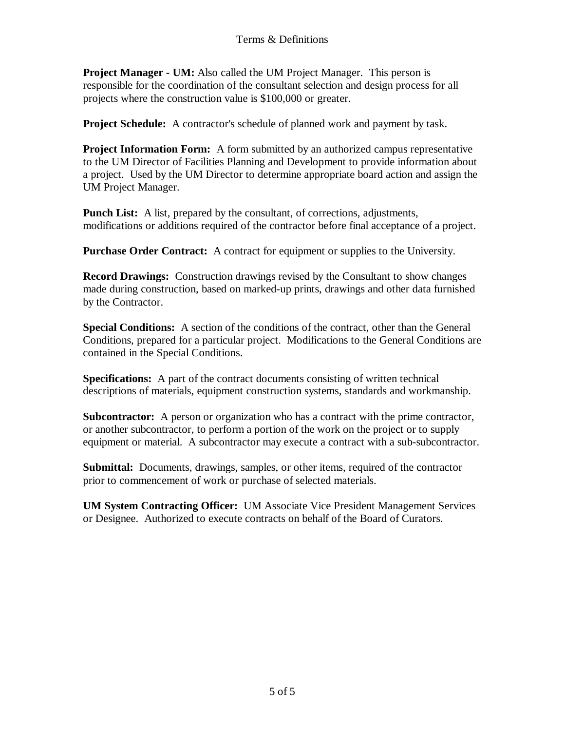Terms & Definitions

**Project Manager - UM:** Also called the UM Project Manager. This person is responsible for the coordination of the consultant selection and design process for all projects where the construction value is $100,000 or greater.

**Project Schedule:** A contractor's schedule of planned work and payment by task.

**Project Information Form:** A form submitted by an authorized campus representative to the UM Director of Facilities Planning and Development to provide information about a project. Used by the UM Director to determine appropriate board action and assign the UM Project Manager.

**Punch List:** A list, prepared by the consultant, of corrections, adjustments, modifications or additions required of the contractor before final acceptance of a project.

**Purchase Order Contract:** A contract for equipment or supplies to the University.

**Record Drawings:** Construction drawings revised by the Consultant to show changes made during construction, based on marked-up prints, drawings and other data furnished by the Contractor.

**Special Conditions:** A section of the conditions of the contract, other than the General Conditions, prepared for a particular project. Modifications to the General Conditions are contained in the Special Conditions.

**Specifications:** A part of the contract documents consisting of written technical descriptions of materials, equipment construction systems, standards and workmanship.

**Subcontractor:** A person or organization who has a contract with the prime contractor, or another subcontractor, to perform a portion of the work on the project or to supply equipment or material. A subcontractor may execute a contract with a sub-subcontractor.

**Submittal:** Documents, drawings, samples, or other items, required of the contractor prior to commencement of work or purchase of selected materials.

**UM System Contracting Officer:** UM Associate Vice President Management Services or Designee. Authorized to execute contracts on behalf of the Board of Curators.